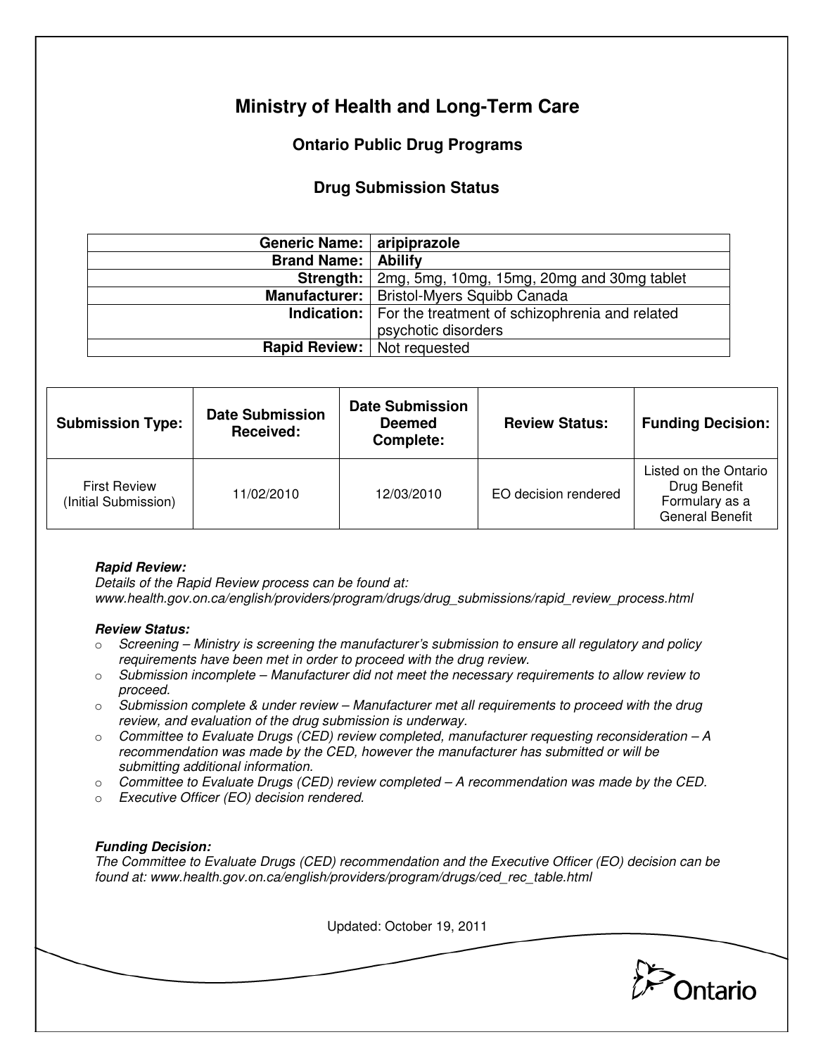# Ministry of Health and Long-Term Care

## Ontario Public Drug Programs

### Drug Submission Status

| | |
|---|---|
| **Generic Name:** | **aripiprazole** |
| **Brand Name:** | **Abilify** |
| **Strength:** | 2mg, 5mg, 10mg, 15mg, 20mg and 30mg tablet |
| **Manufacturer:** | Bristol-Myers Squibb Canada |
| **Indication:** | For the treatment of schizophrenia and related psychotic disorders |
| **Rapid Review:** | Not requested |

| Submission Type: | Date Submission Received: | Date Submission Deemed Complete: | Review Status: | Funding Decision: |
|---|---|---|---|---|
| First Review (Initial Submission) | 11/02/2010 | 12/03/2010 | EO decision rendered | Listed on the Ontario Drug Benefit Formulary as a General Benefit |

***Rapid Review:***
*Details of the Rapid Review process can be found at:*
*www.health.gov.on.ca/english/providers/program/drugs/drug_submissions/rapid_review_process.html*

***Review Status:***

- *Screening – Ministry is screening the manufacturer's submission to ensure all regulatory and policy requirements have been met in order to proceed with the drug review.*
- *Submission incomplete – Manufacturer did not meet the necessary requirements to allow review to proceed.*
- *Submission complete & under review – Manufacturer met all requirements to proceed with the drug review, and evaluation of the drug submission is underway.*
- *Committee to Evaluate Drugs (CED) review completed, manufacturer requesting reconsideration – A recommendation was made by the CED, however the manufacturer has submitted or will be submitting additional information.*
- *Committee to Evaluate Drugs (CED) review completed – A recommendation was made by the CED.*
- *Executive Officer (EO) decision rendered.*

***Funding Decision:***
*The Committee to Evaluate Drugs (CED) recommendation and the Executive Officer (EO) decision can be found at: www.health.gov.on.ca/english/providers/program/drugs/ced_rec_table.html*

Updated: October 19, 2011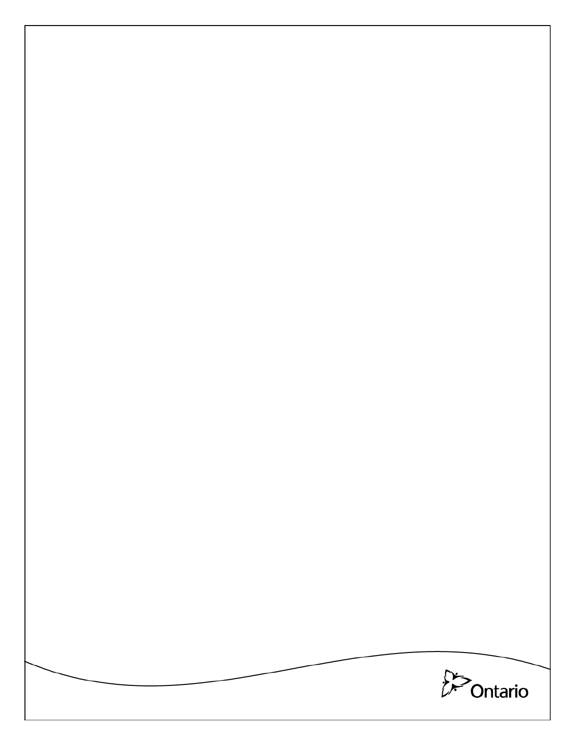Ontario